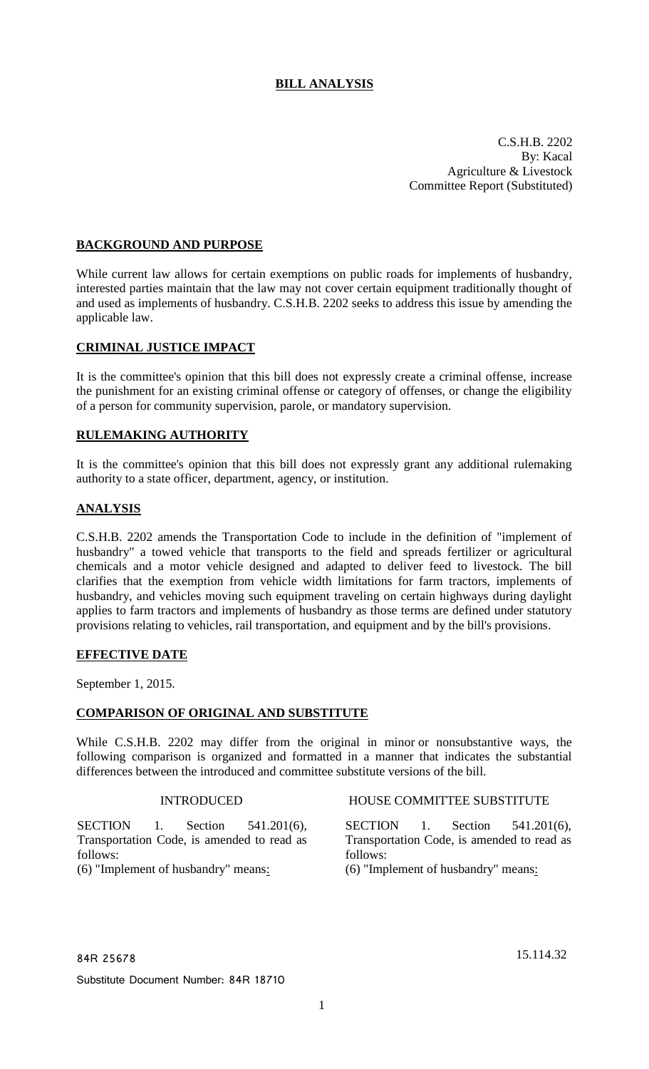# BILL ANALYSIS

C.S.H.B. 2202
By: Kacal
Agriculture & Livestock
Committee Report (Substituted)

## BACKGROUND AND PURPOSE

While current law allows for certain exemptions on public roads for implements of husbandry, interested parties maintain that the law may not cover certain equipment traditionally thought of and used as implements of husbandry. C.S.H.B. 2202 seeks to address this issue by amending the applicable law.

## CRIMINAL JUSTICE IMPACT

It is the committee's opinion that this bill does not expressly create a criminal offense, increase the punishment for an existing criminal offense or category of offenses, or change the eligibility of a person for community supervision, parole, or mandatory supervision.

## RULEMAKING AUTHORITY

It is the committee's opinion that this bill does not expressly grant any additional rulemaking authority to a state officer, department, agency, or institution.

## ANALYSIS

C.S.H.B. 2202 amends the Transportation Code to include in the definition of "implement of husbandry" a towed vehicle that transports to the field and spreads fertilizer or agricultural chemicals and a motor vehicle designed and adapted to deliver feed to livestock. The bill clarifies that the exemption from vehicle width limitations for farm tractors, implements of husbandry, and vehicles moving such equipment traveling on certain highways during daylight applies to farm tractors and implements of husbandry as those terms are defined under statutory provisions relating to vehicles, rail transportation, and equipment and by the bill's provisions.

## EFFECTIVE DATE

September 1, 2015.

## COMPARISON OF ORIGINAL AND SUBSTITUTE

While C.S.H.B. 2202 may differ from the original in minor or nonsubstantive ways, the following comparison is organized and formatted in a manner that indicates the substantial differences between the introduced and committee substitute versions of the bill.

| INTRODUCED | HOUSE COMMITTEE SUBSTITUTE |
|---|---|
| SECTION 1. Section 541.201(6), Transportation Code, is amended to read as follows:<br>(6) "Implement of husbandry" means: | SECTION 1. Section 541.201(6), Transportation Code, is amended to read as follows:<br>(6) "Implement of husbandry" means: |

84R 25678 15.114.32

Substitute Document Number: 84R 18710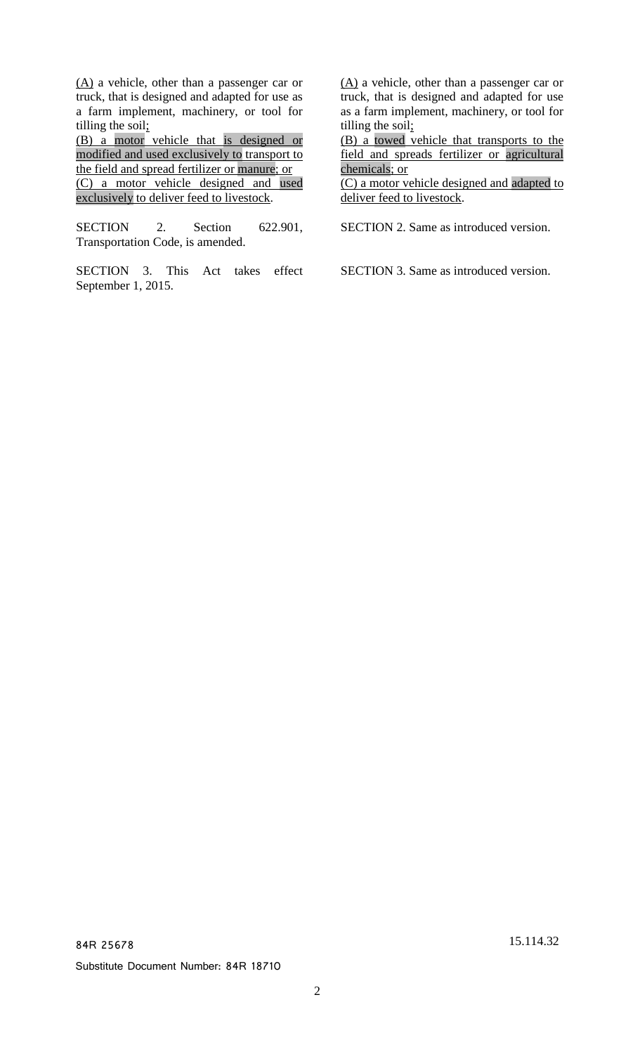(A) a vehicle, other than a passenger car or truck, that is designed and adapted for use as a farm implement, machinery, or tool for tilling the soil;
(B) a motor vehicle that is designed or modified and used exclusively to transport to the field and spread fertilizer or manure; or
(C) a motor vehicle designed and used exclusively to deliver feed to livestock.

SECTION 2. Section 622.901, Transportation Code, is amended.

SECTION 3. This Act takes effect September 1, 2015.

(A) a vehicle, other than a passenger car or truck, that is designed and adapted for use as a farm implement, machinery, or tool for tilling the soil;
(B) a towed vehicle that transports to the field and spreads fertilizer or agricultural chemicals; or
(C) a motor vehicle designed and adapted to deliver feed to livestock.

SECTION 2. Same as introduced version.

SECTION 3. Same as introduced version.

84R 25678

15.114.32

Substitute Document Number: 84R 18710